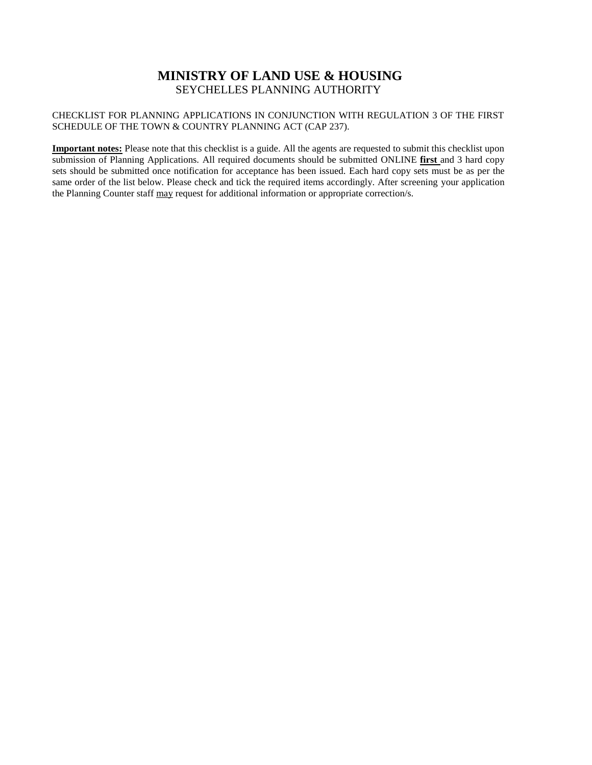# MINISTRY OF LAND USE & HOUSING

SEYCHELLES PLANNING AUTHORITY

CHECKLIST FOR PLANNING APPLICATIONS IN CONJUNCTION WITH REGULATION 3 OF THE FIRST SCHEDULE OF THE TOWN & COUNTRY PLANNING ACT (CAP 237).

**Important notes:** Please note that this checklist is a guide. All the agents are requested to submit this checklist upon submission of Planning Applications. All required documents should be submitted ONLINE **first** and 3 hard copy sets should be submitted once notification for acceptance has been issued. Each hard copy sets must be as per the same order of the list below. Please check and tick the required items accordingly. After screening your application the Planning Counter staff may request for additional information or appropriate correction/s.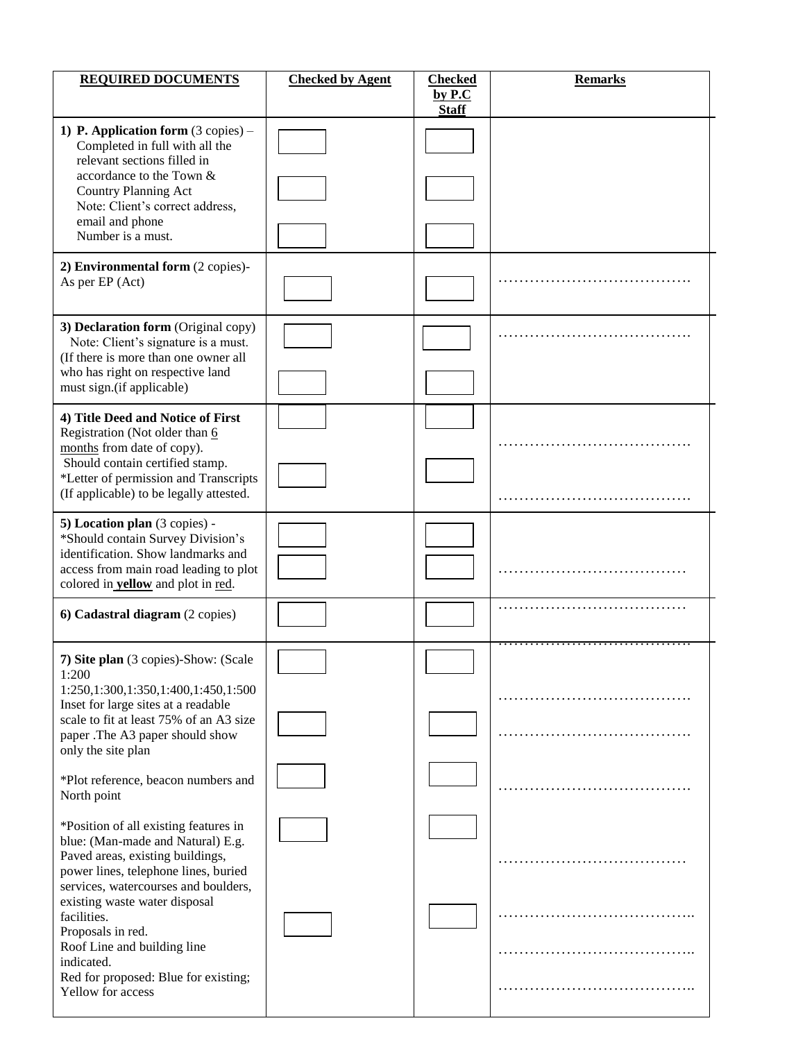| REQUIRED DOCUMENTS | Checked by Agent | Checked by P.C Staff | Remarks |
|---|---|---|---|
| **1) P. Application form** (3 copies) – Completed in full with all the relevant sections filled in accordance to the Town & Country Planning Act<br>Note: Client's correct address, email and phone Number is a must. | ☐<br>☐<br>☐ | ☐<br>☐<br>☐ | |
| **2) Environmental form** (2 copies)- As per EP (Act) | ☐ | ☐ | ………………………………. |
| **3) Declaration form** (Original copy)<br>Note: Client's signature is a must. (If there is more than one owner all who has right on respective land must sign.(if applicable) | ☐<br>☐ | ☐<br>☐ | ………………………………. |
| **4) Title Deed and Notice of First** Registration (Not older than <u>6 months</u> from date of copy).<br>Should contain certified stamp.<br>*Letter of permission and Transcripts (If applicable) to be legally attested. | ☐<br>☐ | ☐<br>☐ | ……………………………….<br>………………………………. |
| **5) Location plan** (3 copies) - *Should contain Survey Division's identification. Show landmarks and access from main road leading to plot colored in **<u>yellow</u>** and plot in <u>red</u>. | ☐<br>☐ | ☐<br>☐ | ………………………………. |
| **6) Cadastral diagram** (2 copies) | ☐ | ☐ | ………………………………. |
| **7) Site plan** (3 copies)-Show: (Scale 1:200 1:250,1:300,1:350,1:400,1:450,1:500 Inset for large sites at a readable scale to fit at least 75% of an A3 size paper .The A3 paper should show only the site plan<br>*Plot reference, beacon numbers and North point<br>*Position of all existing features in blue: (Man-made and Natural) E.g. Paved areas, existing buildings, power lines, telephone lines, buried services, watercourses and boulders, existing waste water disposal facilities.<br>Proposals in red.<br>Roof Line and building line indicated.<br>Red for proposed: Blue for existing; Yellow for access | ☐<br>☐<br>☐<br>☐<br>☐ | ☐<br>☐<br>☐<br>☐<br>☐ | ……………………………….<br>……………………………….<br>……………………………….<br>……………………………….<br>………………………………..<br>………………………………..<br>……………………………….. |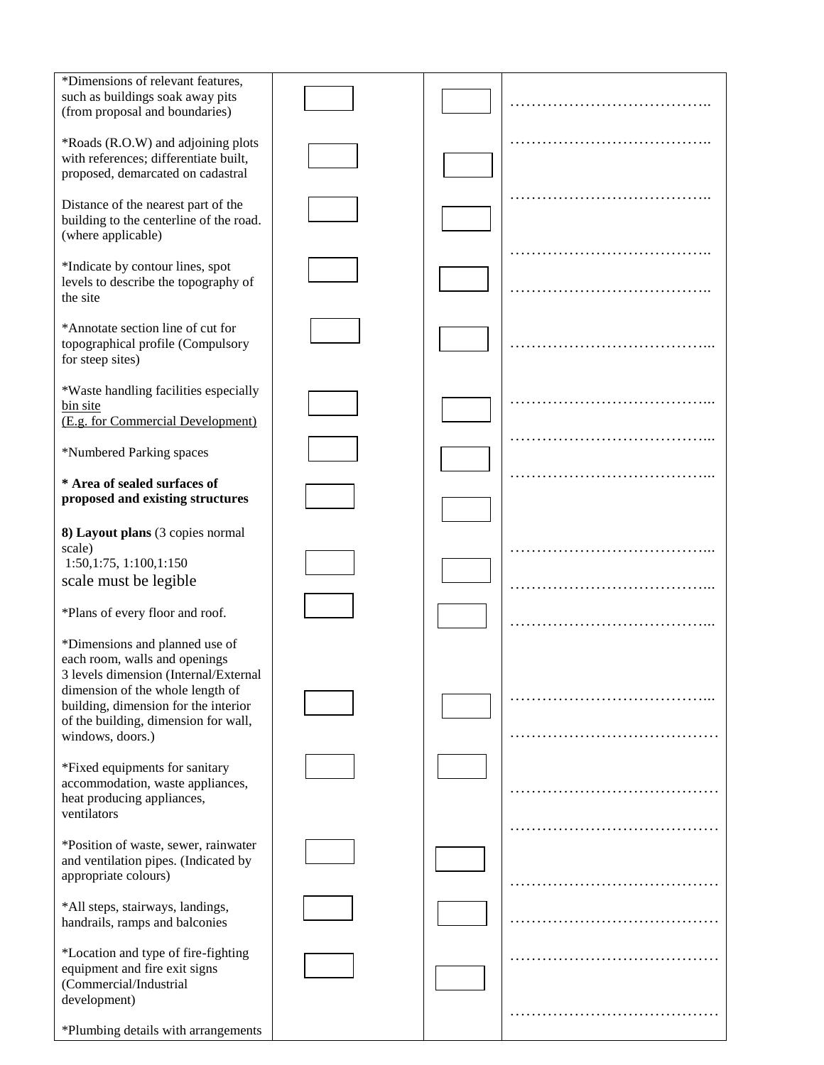| | | | |
|---|---|---|---|
| *Dimensions of relevant features, such as buildings soak away pits (from proposal and boundaries) | ☐ | ☐ | ……………………………….. |
| *Roads (R.O.W) and adjoining plots with references; differentiate built, proposed, demarcated on cadastral | ☐ | ☐ | ……………………………….. |
| Distance of the nearest part of the building to the centerline of the road. (where applicable) | ☐ | ☐ | ……………………………….. |
| *Indicate by contour lines, spot levels to describe the topography of the site | ☐ | ☐ | ……………………………….. <br> ……………………………….. |
| *Annotate section line of cut for topographical profile (Compulsory for steep sites) | ☐ | ☐ | ………………………………... |
| *Waste handling facilities especially bin site (E.g. for Commercial Development) | ☐ | ☐ | ………………………………... |
| *Numbered Parking spaces | ☐ | ☐ | ………………………………... |
| **\* Area of sealed surfaces of proposed and existing structures** | ☐ | ☐ | ………………………………... |
| **8) Layout plans** (3 copies normal scale) 1:50,1:75, 1:100,1:150 scale must be legible | ☐ | ☐ | ………………………………... <br> ………………………………... |
| *Plans of every floor and roof. | ☐ | ☐ | ………………………………... |
| *Dimensions and planned use of each room, walls and openings 3 levels dimension (Internal/External dimension of the whole length of building, dimension for the interior of the building, dimension for wall, windows, doors.) | ☐ | ☐ | ………………………………... <br> ………………………………… |
| *Fixed equipments for sanitary accommodation, waste appliances, heat producing appliances, ventilators | ☐ | ☐ | ………………………………… |
| *Position of waste, sewer, rainwater and ventilation pipes. (Indicated by appropriate colours) | ☐ | ☐ | ………………………………… <br> ………………………………… |
| *All steps, stairways, landings, handrails, ramps and balconies | ☐ | ☐ | ………………………………… |
| *Location and type of fire-fighting equipment and fire exit signs (Commercial/Industrial development) | ☐ | ☐ | ………………………………… |
| *Plumbing details with arrangements | | | ………………………………… |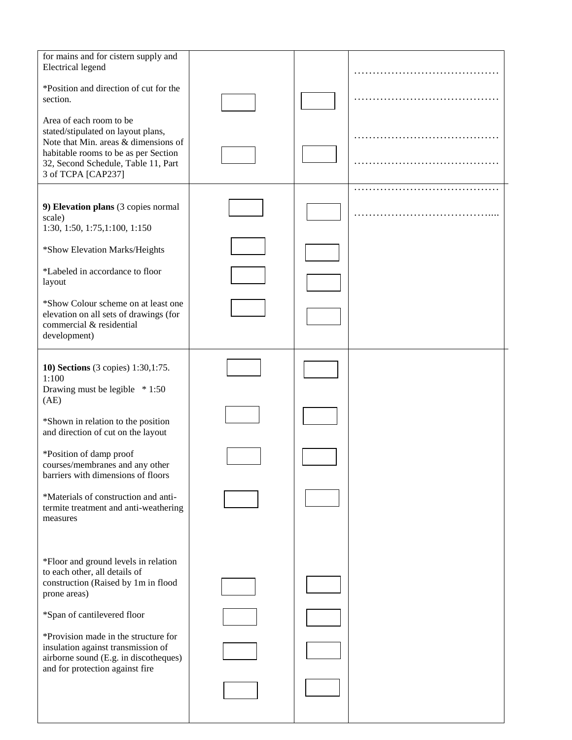| | | | |
|---|---|---|---|
| for mains and for cistern supply and Electrical legend<br><br>*Position and direction of cut for the section.<br><br>Area of each room to be stated/stipulated on layout plans, Note that Min. areas & dimensions of habitable rooms to be as per Section 32, Second Schedule, Table 11, Part 3 of TCPA [CAP237] | ☐<br><br>☐ | ☐<br><br>☐ | ……………………………………<br><br>……………………………………<br><br>……………………………………<br><br>…………………………………… |
| **9) Elevation plans** (3 copies normal scale)<br>1:30, 1:50, 1:75,1:100, 1:150<br><br>*Show Elevation Marks/Heights<br><br>*Labeled in accordance to floor layout<br><br>*Show Colour scheme on at least one elevation on all sets of drawings (for commercial & residential development) | ☐<br><br>☐<br><br>☐<br><br>☐ | ☐<br><br>☐<br><br>☐<br><br>☐ | ……………………………………<br><br>………………………………….... |
| **10) Sections** (3 copies) 1:30,1:75. 1:100<br>Drawing must be legible * 1:50 (AE)<br><br>*Shown in relation to the position and direction of cut on the layout<br><br>*Position of damp proof courses/membranes and any other barriers with dimensions of floors<br><br>*Materials of construction and anti-termite treatment and anti-weathering measures<br><br>*Floor and ground levels in relation to each other, all details of construction (Raised by 1m in flood prone areas)<br><br>*Span of cantilevered floor<br><br>*Provision made in the structure for insulation against transmission of airborne sound (E.g. in discotheques) and for protection against fire | ☐<br><br>☐<br><br>☐<br><br>☐<br><br>☐<br><br>☐<br><br>☐<br><br>☐ | ☐<br><br>☐<br><br>☐<br><br>☐<br><br>☐<br><br>☐<br><br>☐<br><br>☐ | |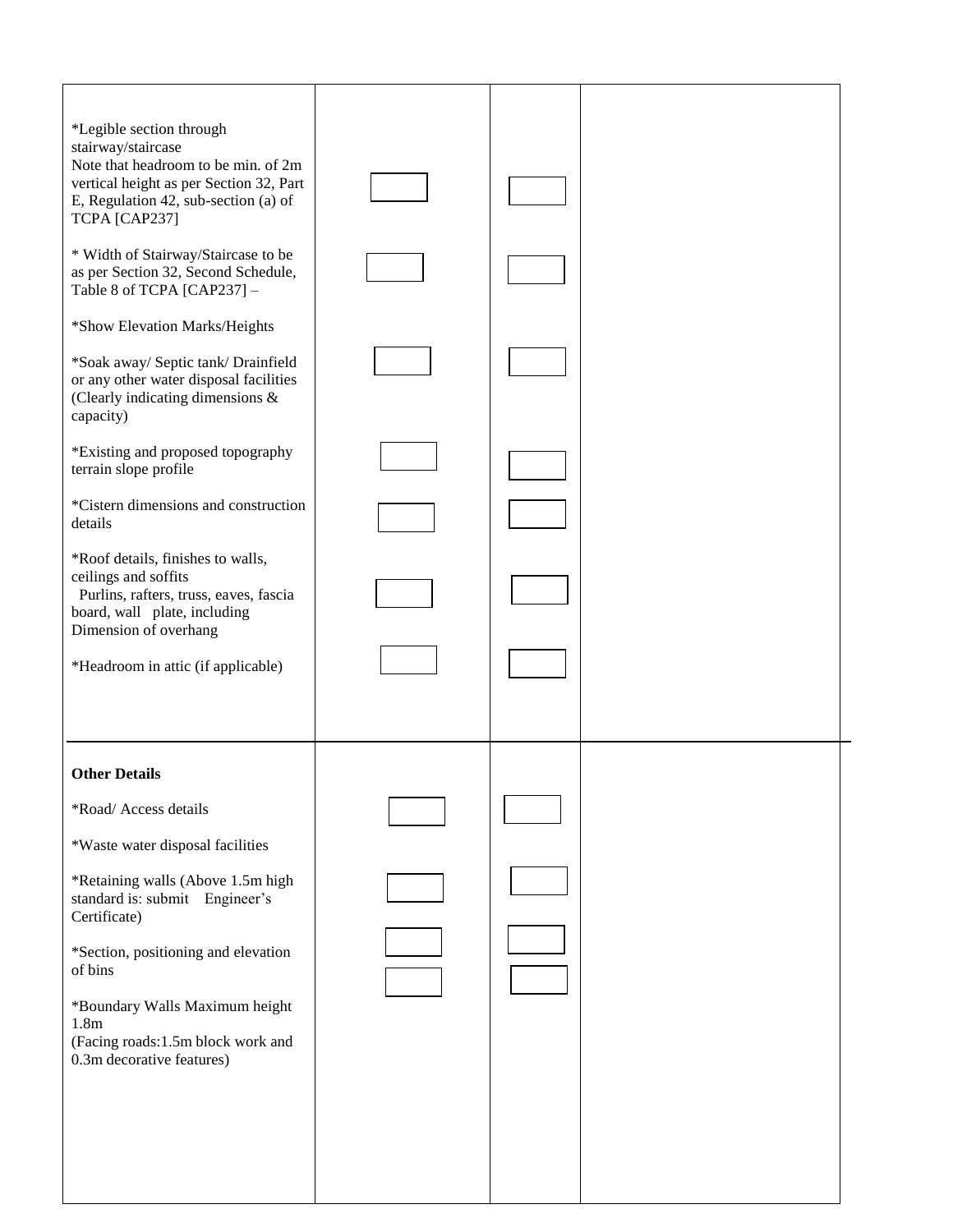| | | | |
|---|---|---|---|
| *Legible section through stairway/staircase<br>Note that headroom to be min. of 2m vertical height as per Section 32, Part E, Regulation 42, sub-section (a) of TCPA [CAP237]<br><br>* Width of Stairway/Staircase to be as per Section 32, Second Schedule, Table 8 of TCPA [CAP237] –<br><br>*Show Elevation Marks/Heights<br><br>*Soak away/ Septic tank/ Drainfield or any other water disposal facilities (Clearly indicating dimensions & capacity)<br><br>*Existing and proposed topography terrain slope profile<br><br>*Cistern dimensions and construction details<br><br>*Roof details, finishes to walls, ceilings and soffits<br>Purlins, rafters, truss, eaves, fascia board, wall plate, including Dimension of overhang<br><br>*Headroom in attic (if applicable) | ☐<br><br>☐<br><br>☐<br><br>☐<br><br>☐<br><br>☐<br><br>☐ | ☐<br><br>☐<br><br>☐<br><br>☐<br><br>☐<br><br>☐<br><br>☐ | |
| **Other Details**<br><br>*Road/ Access details<br><br>*Waste water disposal facilities<br><br>*Retaining walls (Above 1.5m high standard is: submit Engineer's Certificate)<br><br>*Section, positioning and elevation of bins<br><br>*Boundary Walls Maximum height 1.8m<br>(Facing roads:1.5m block work and 0.3m decorative features) | ☐<br><br>☐<br><br>☐<br><br>☐ | ☐<br><br>☐<br><br>☐<br><br>☐ | |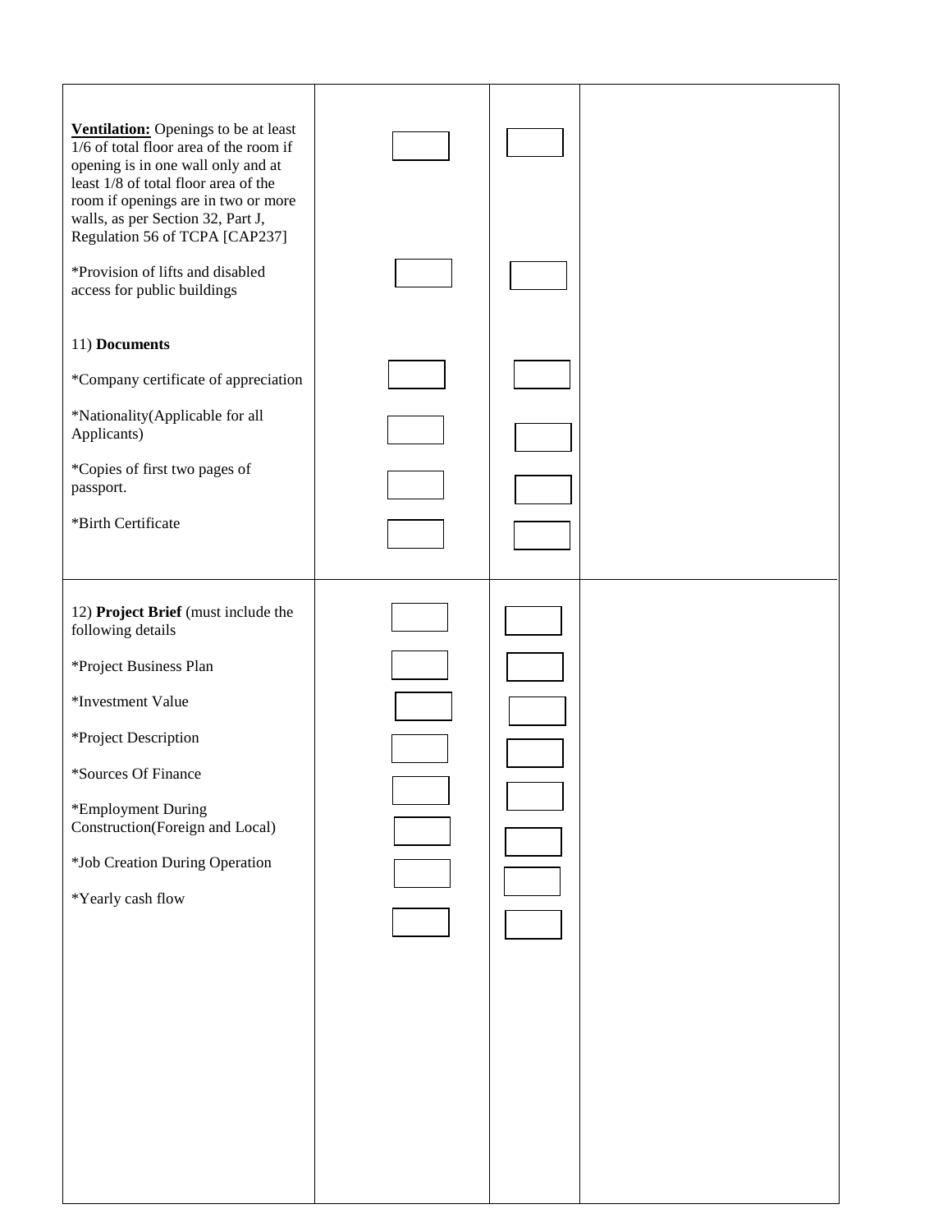| | | | |
|---|---|---|---|
| **Ventilation:** Openings to be at least 1/6 of total floor area of the room if opening is in one wall only and at least 1/8 of total floor area of the room if openings are in two or more walls, as per Section 32, Part J, Regulation 56 of TCPA [CAP237] | ☐ | ☐ | |
| *Provision of lifts and disabled access for public buildings | ☐ | ☐ | |
| 11) **Documents** | | | |
| *Company certificate of appreciation | ☐ | ☐ | |
| *Nationality(Applicable for all Applicants) | ☐ | ☐ | |
| *Copies of first two pages of passport. | ☐ | ☐ | |
| *Birth Certificate | ☐ | ☐ | |
| 12) **Project Brief** (must include the following details | ☐ | ☐ | |
| *Project Business Plan | ☐ | ☐ | |
| *Investment Value | ☐ | ☐ | |
| *Project Description | ☐ | ☐ | |
| *Sources Of Finance | ☐ | ☐ | |
| *Employment During Construction(Foreign and Local) | ☐ | ☐ | |
| *Job Creation During Operation | ☐ | ☐ | |
| *Yearly cash flow | ☐ | ☐ | |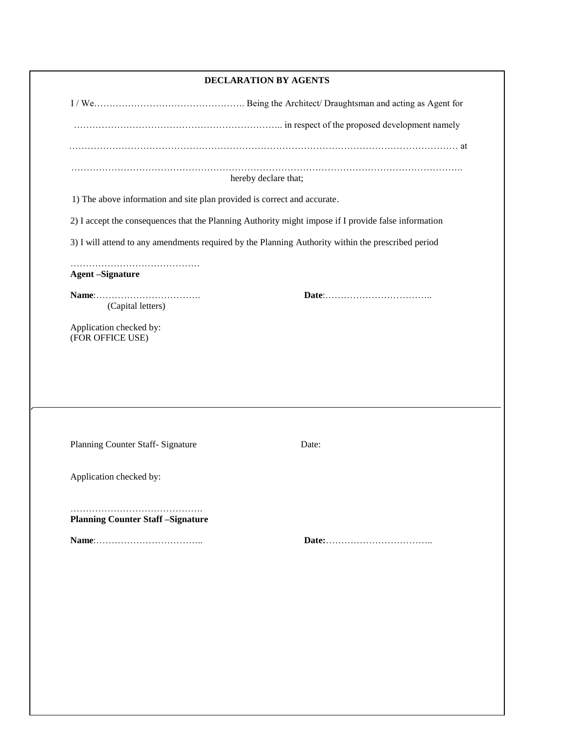**DECLARATION BY AGENTS**

I / We…………………………………………. Being the Architect/ Draughtsman and acting as Agent for

………………………………………………………….. in respect of the proposed development namely

……………………………………………………………………………………………………………… at

…………………………………………………………………………………………………………….
hereby declare that;

1) The above information and site plan provided is correct and accurate.

2) I accept the consequences that the Planning Authority might impose if I provide false information

3) I will attend to any amendments required by the Planning Authority within the prescribed period

……………………………………
**Agent –Signature**

**Name**:……………………………. (Capital letters) **Date**:……………………………..

Application checked by:
(FOR OFFICE USE)

---

Planning Counter Staff- Signature Date:

Application checked by:

…………………………………….
**Planning Counter Staff –Signature**

**Name**:…………………………….. **Date:**……………………………..